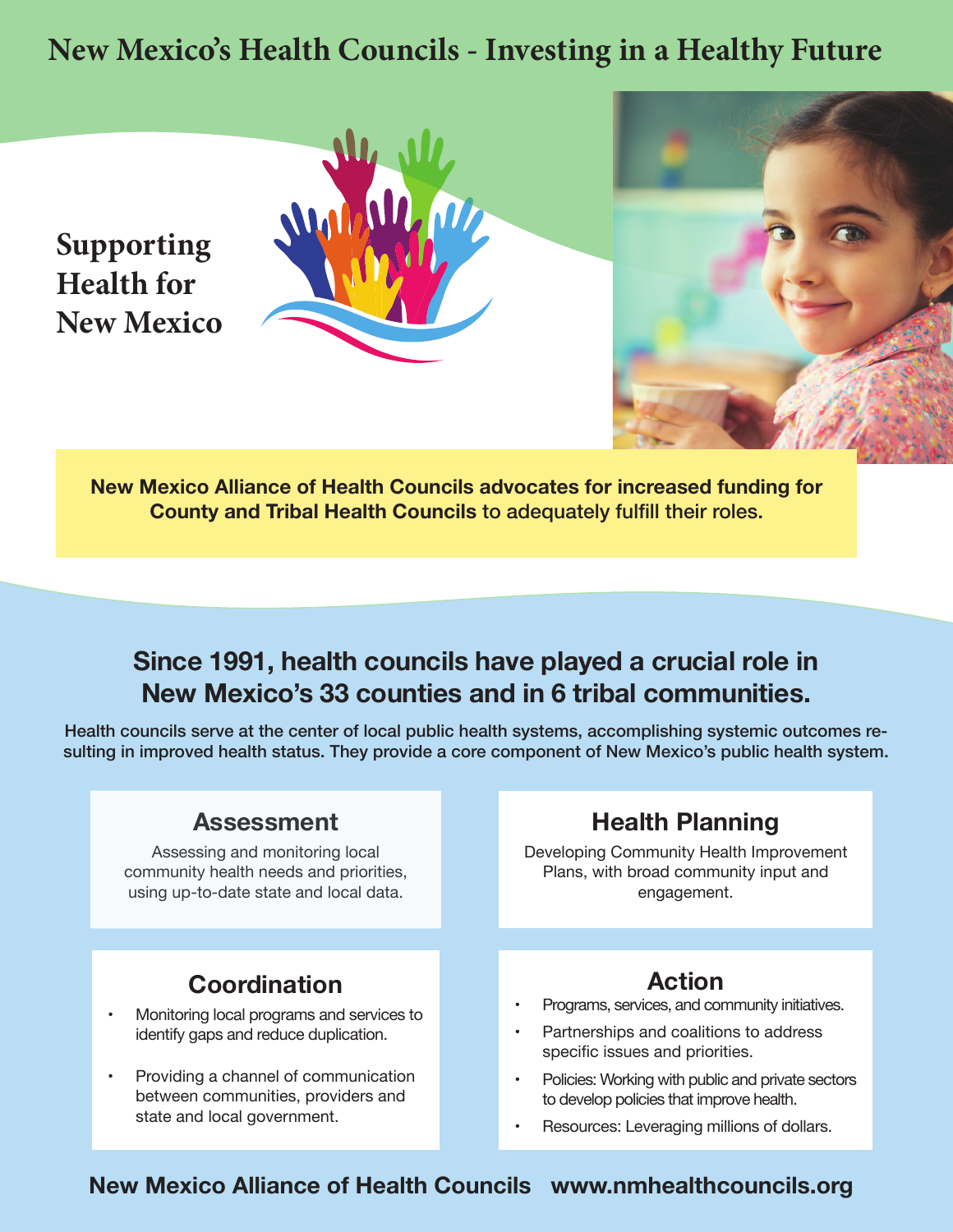# New Mexico's Health Councils - Investing in a Healthy Future

## Supporting Health for New Mexico

**New Mexico Alliance of Health Councils advocates for increased funding for County and Tribal Health Councils** to adequately fulfill their roles.

## Since 1991, health councils have played a crucial role in New Mexico's 33 counties and in 6 tribal communities.

**Health councils serve at the center of local public health systems, accomplishing systemic outcomes resulting in improved health status. They provide a core component of New Mexico's public health system.**

### Assessment

Assessing and monitoring local community health needs and priorities, using up-to-date state and local data.

### Health Planning

Developing Community Health Improvement Plans, with broad community input and engagement.

### Coordination

- Monitoring local programs and services to identify gaps and reduce duplication.
- Providing a channel of communication between communities, providers and state and local government.

### Action

- Programs, services, and community initiatives.
- Partnerships and coalitions to address specific issues and priorities.
- Policies: Working with public and private sectors to develop policies that improve health.
- Resources: Leveraging millions of dollars.

**New Mexico Alliance of Health Councils www.nmhealthcouncils.org**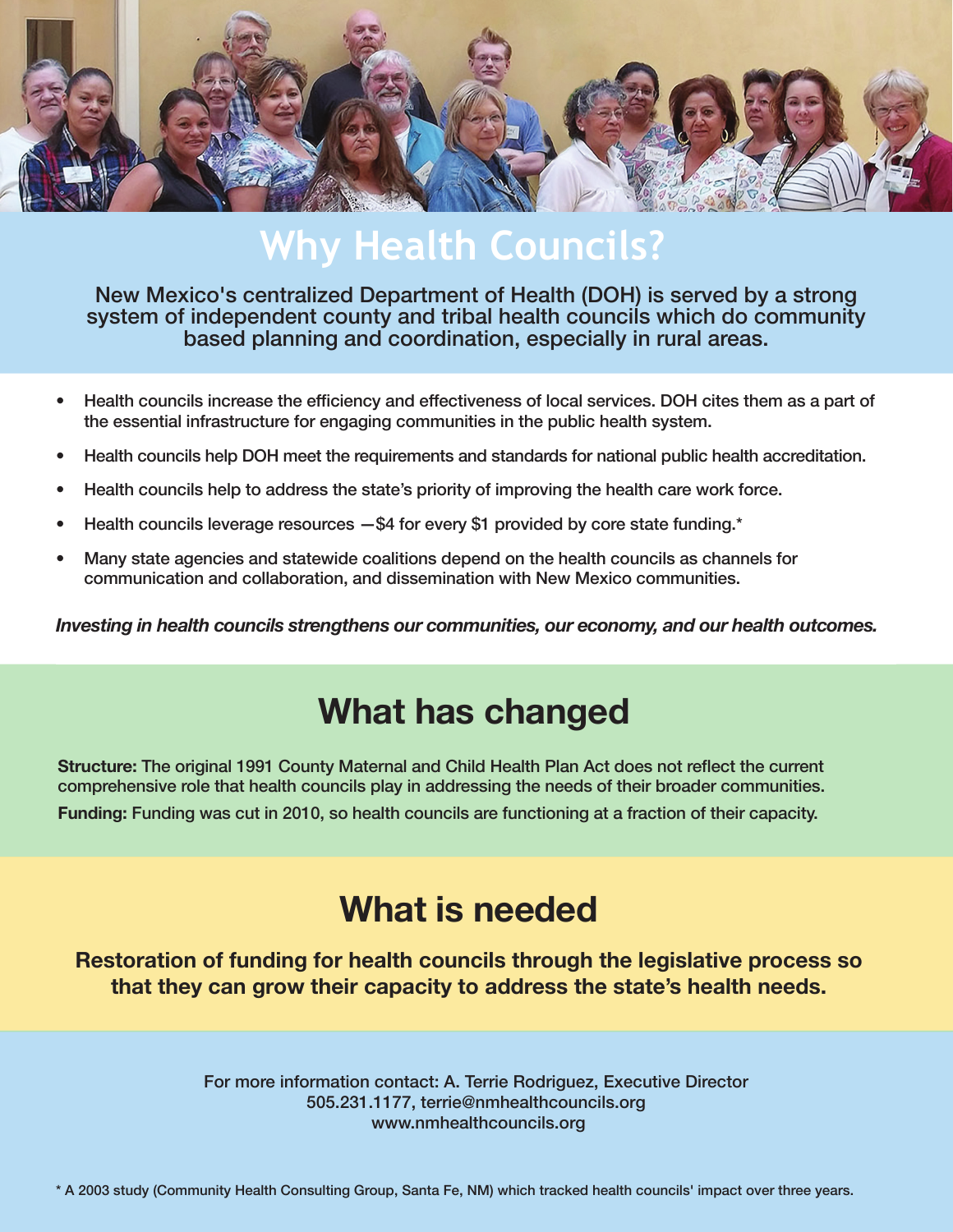# Why Health Councils?

**New Mexico's centralized Department of Health (DOH) is served by a strong system of independent county and tribal health councils which do community based planning and coordination, especially in rural areas.**

- Health councils increase the efficiency and effectiveness of local services. DOH cites them as a part of the essential infrastructure for engaging communities in the public health system.
- Health councils help DOH meet the requirements and standards for national public health accreditation.
- Health councils help to address the state's priority of improving the health care work force.
- Health councils leverage resources —$4 for every $1 provided by core state funding.*
- Many state agencies and statewide coalitions depend on the health councils as channels for communication and collaboration, and dissemination with New Mexico communities.

***Investing in health councils strengthens our communities, our economy, and our health outcomes.***

## What has changed

**Structure:** The original 1991 County Maternal and Child Health Plan Act does not reflect the current comprehensive role that health councils play in addressing the needs of their broader communities.

**Funding:** Funding was cut in 2010, so health councils are functioning at a fraction of their capacity.

## What is needed

**Restoration of funding for health councils through the legislative process so that they can grow their capacity to address the state's health needs.**

For more information contact: A. Terrie Rodriguez, Executive Director
505.231.1177, terrie@nmhealthcouncils.org
www.nmhealthcouncils.org

* A 2003 study (Community Health Consulting Group, Santa Fe, NM) which tracked health councils' impact over three years.